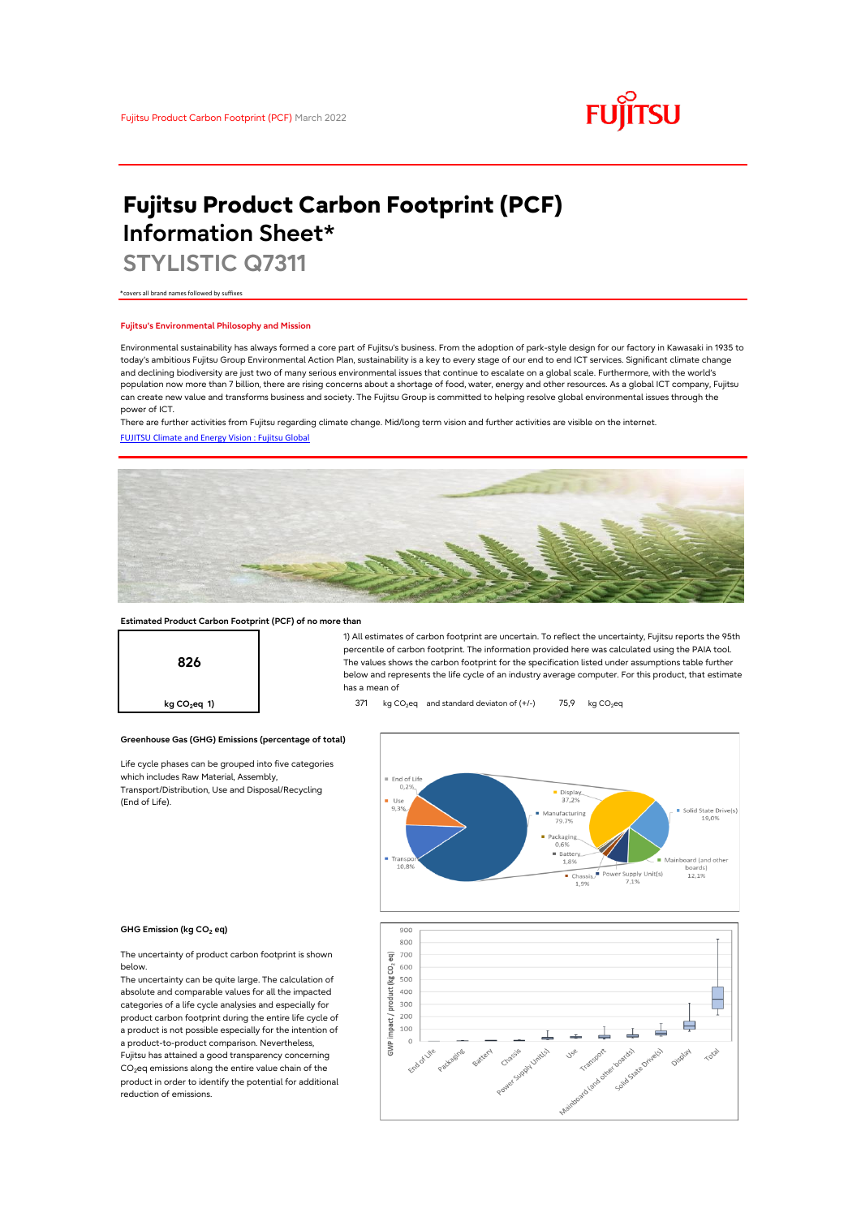Fujitsu Product Carbon Footprint (PCF) March 2022

# Fujitsu Product Carbon Footprint (PCF) Information Sheet*

## STYLISTIC Q7311

*covers all brand names followed by suffixes

### Fujitsu's Environmental Philosophy and Mission

Environmental sustainability has always formed a core part of Fujitsu's business. From the adoption of park-style design for our factory in Kawasaki in 1935 to today's ambitious Fujitsu Group Environmental Action Plan, sustainability is a key to every stage of our end to end ICT services. Significant climate change and declining biodiversity are just two of many serious environmental issues that continue to escalate on a global scale. Furthermore, with the world's population now more than 7 billion, there are rising concerns about a shortage of food, water, energy and other resources. As a global ICT company, Fujitsu can create new value and transforms business and society. The Fujitsu Group is committed to helping resolve global environmental issues through the power of ICT.

There are further activities from Fujitsu regarding climate change. Mid/long term vision and further activities are visible on the internet.

[FUJITSU Climate and Energy Vision : Fujitsu Global]

### Estimated Product Carbon Footprint (PCF) of no more than

**826**

kg $CO_2$eq 1)

1) All estimates of carbon footprint are uncertain. To reflect the uncertainty, Fujitsu reports the 95th percentile of carbon footprint. The information provided here was calculated using the PAIA tool. The values shows the carbon footprint for the specification listed under assumptions table further below and represents the life cycle of an industry average computer. For this product, that estimate has a mean of

371 kg $CO_2$eq and standard deviaton of (+/-) 75,9 kg $CO_2$eq

### Greenhouse Gas (GHG) Emissions (percentage of total)

Life cycle phases can be grouped into five categories which includes Raw Material, Assembly, Transport/Distribution, Use and Disposal/Recycling (End of Life).

End of Life 0,2%
Use 9,3%
Transport 10,8%
Manufacturing 79,7%
Display 37,2%
Solid State Drive(s) 19,0%
Mainboard (and other boards) 12,1%
Power Supply Unit(s) 7,1%
Chassis 1,9%
Battery 1,8%
Packaging 0,6%

### GHG Emission (kg $CO_2$ eq)

The uncertainty of product carbon footprint is shown below.

The uncertainty can be quite large. The calculation of absolute and comparable values for all the impacted categories of a life cycle analysies and especially for product carbon footprint during the entire life cycle of a product is not possible especially for the intention of a product-to-product comparison. Nevertheless, Fujitsu has attained a good transparency concerning $CO_2$eq emissions along the entire value chain of the product in order to identify the potential for additional reduction of emissions.

GWP impact / product (kg $CO_2$ eq)
900
800
700
600
500
400
300
200
100
0
End of Life
Packaging
Battery
Chassis
Power Supply Unit(s)
Use
Transport
Mainboard (and other boards)
Solid State Drive(s)
Display
Total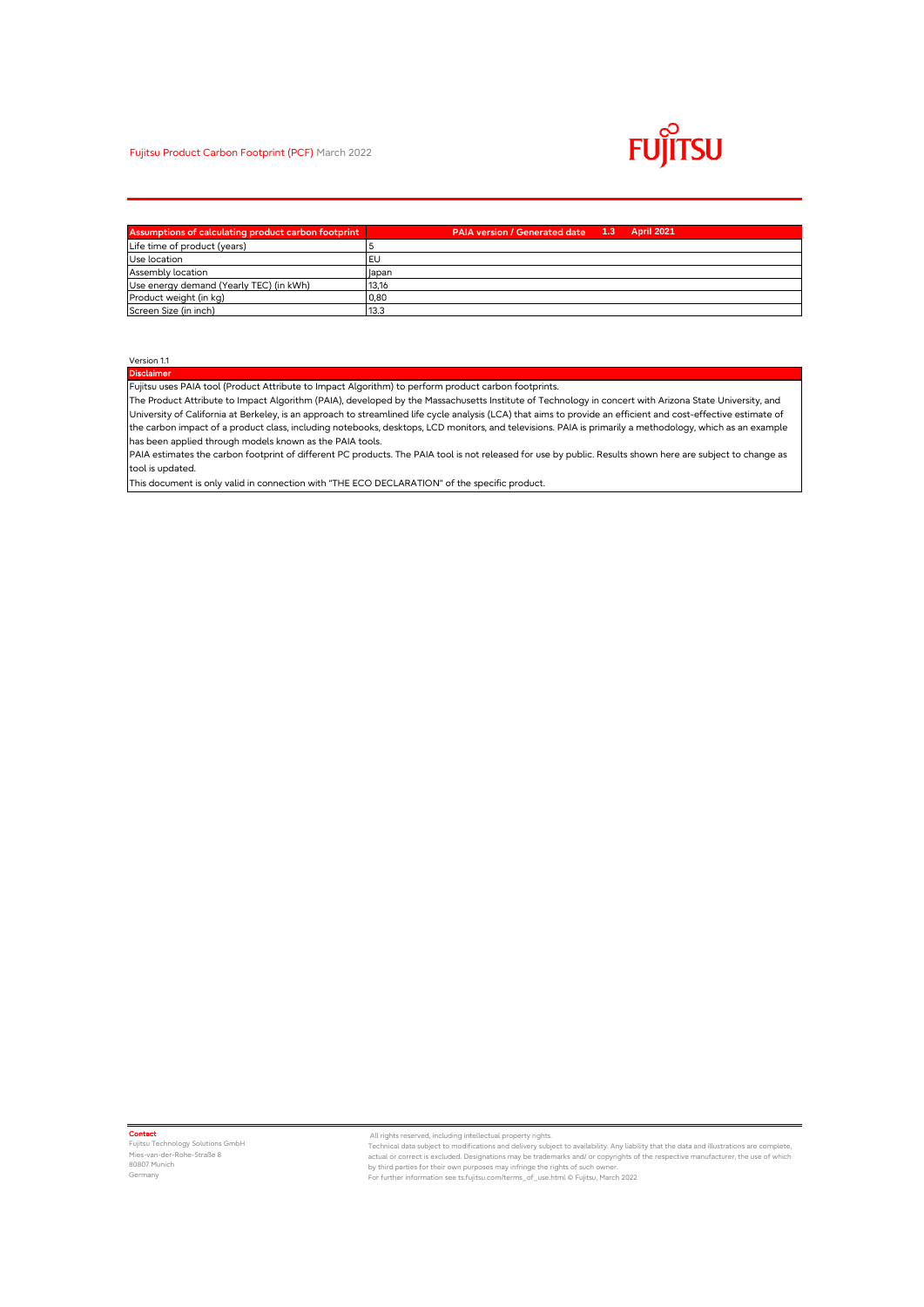Fujitsu Product Carbon Footprint (PCF) March 2022

| Assumptions of calculating product carbon footprint | PAIA version / Generated date 1.3 April 2021 |
|---|---|
| Life time of product (years) | 5 |
| Use location | EU |
| Assembly location | Japan |
| Use energy demand (Yearly TEC) (in kWh) | 13,16 |
| Product weight (in kg) | 0,80 |
| Screen Size (in inch) | 13.3 |

Version 1.1

**Disclaimer**

Fujitsu uses PAIA tool (Product Attribute to Impact Algorithm) to perform product carbon footprints.

The Product Attribute to Impact Algorithm (PAIA), developed by the Massachusetts Institute of Technology in concert with Arizona State University, and University of California at Berkeley, is an approach to streamlined life cycle analysis (LCA) that aims to provide an efficient and cost-effective estimate of the carbon impact of a product class, including notebooks, desktops, LCD monitors, and televisions. PAIA is primarily a methodology, which as an example has been applied through models known as the PAIA tools.

PAIA estimates the carbon footprint of different PC products. The PAIA tool is not released for use by public. Results shown here are subject to change as tool is updated.

This document is only valid in connection with "THE ECO DECLARATION" of the specific product.

**Contact**
Fujitsu Technology Solutions GmbH
Mies-van-der-Rohe-Straße 8
80807 Munich
Germany

All rights reserved, including intellectual property rights.
Technical data subject to modifications and delivery subject to availability. Any liability that the data and illustrations are complete, actual or correct is excluded. Designations may be trademarks and/ or copyrights of the respective manufacturer, the use of which by third parties for their own purposes may infringe the rights of such owner.
For further information see ts.fujitsu.com/terms_of_use.html © Fujitsu, March 2022